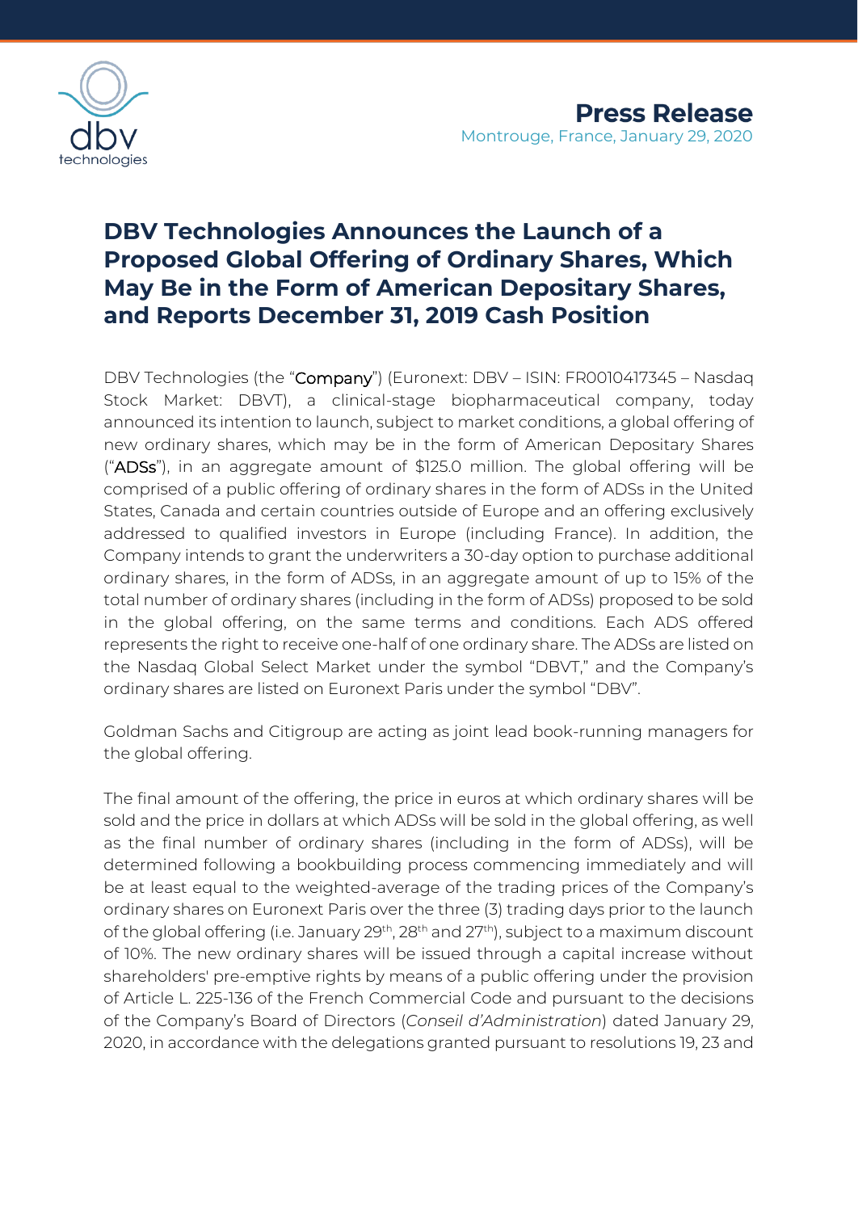**Press Release**
Montrouge, France, January 29, 2020

# DBV Technologies Announces the Launch of a Proposed Global Offering of Ordinary Shares, Which May Be in the Form of American Depositary Shares, and Reports December 31, 2019 Cash Position

DBV Technologies (the "**Company**") (Euronext: DBV – ISIN: FR0010417345 – Nasdaq Stock Market: DBVT), a clinical-stage biopharmaceutical company, today announced its intention to launch, subject to market conditions, a global offering of new ordinary shares, which may be in the form of American Depositary Shares ("**ADSs**"), in an aggregate amount of $125.0 million. The global offering will be comprised of a public offering of ordinary shares in the form of ADSs in the United States, Canada and certain countries outside of Europe and an offering exclusively addressed to qualified investors in Europe (including France). In addition, the Company intends to grant the underwriters a 30-day option to purchase additional ordinary shares, in the form of ADSs, in an aggregate amount of up to 15% of the total number of ordinary shares (including in the form of ADSs) proposed to be sold in the global offering, on the same terms and conditions. Each ADS offered represents the right to receive one-half of one ordinary share. The ADSs are listed on the Nasdaq Global Select Market under the symbol "DBVT," and the Company's ordinary shares are listed on Euronext Paris under the symbol "DBV".

Goldman Sachs and Citigroup are acting as joint lead book-running managers for the global offering.

The final amount of the offering, the price in euros at which ordinary shares will be sold and the price in dollars at which ADSs will be sold in the global offering, as well as the final number of ordinary shares (including in the form of ADSs), will be determined following a bookbuilding process commencing immediately and will be at least equal to the weighted-average of the trading prices of the Company's ordinary shares on Euronext Paris over the three (3) trading days prior to the launch of the global offering (i.e. January 29th, 28th and 27th), subject to a maximum discount of 10%. The new ordinary shares will be issued through a capital increase without shareholders' pre-emptive rights by means of a public offering under the provision of Article L. 225-136 of the French Commercial Code and pursuant to the decisions of the Company's Board of Directors (*Conseil d'Administration*) dated January 29, 2020, in accordance with the delegations granted pursuant to resolutions 19, 23 and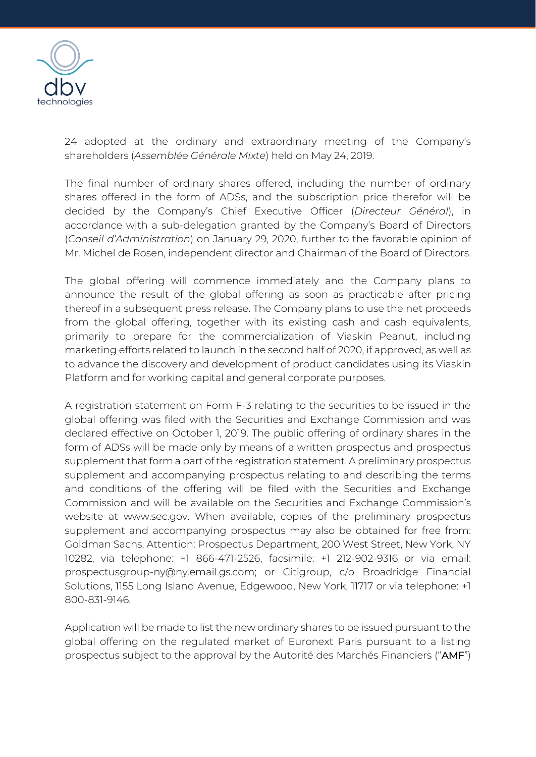24 adopted at the ordinary and extraordinary meeting of the Company's shareholders (*Assemblée Générale Mixte*) held on May 24, 2019.

The final number of ordinary shares offered, including the number of ordinary shares offered in the form of ADSs, and the subscription price therefor will be decided by the Company's Chief Executive Officer (*Directeur Général*), in accordance with a sub-delegation granted by the Company's Board of Directors (*Conseil d'Administration*) on January 29, 2020, further to the favorable opinion of Mr. Michel de Rosen, independent director and Chairman of the Board of Directors.

The global offering will commence immediately and the Company plans to announce the result of the global offering as soon as practicable after pricing thereof in a subsequent press release. The Company plans to use the net proceeds from the global offering, together with its existing cash and cash equivalents, primarily to prepare for the commercialization of Viaskin Peanut, including marketing efforts related to launch in the second half of 2020, if approved, as well as to advance the discovery and development of product candidates using its Viaskin Platform and for working capital and general corporate purposes.

A registration statement on Form F-3 relating to the securities to be issued in the global offering was filed with the Securities and Exchange Commission and was declared effective on October 1, 2019. The public offering of ordinary shares in the form of ADSs will be made only by means of a written prospectus and prospectus supplement that form a part of the registration statement. A preliminary prospectus supplement and accompanying prospectus relating to and describing the terms and conditions of the offering will be filed with the Securities and Exchange Commission and will be available on the Securities and Exchange Commission's website at www.sec.gov. When available, copies of the preliminary prospectus supplement and accompanying prospectus may also be obtained for free from: Goldman Sachs, Attention: Prospectus Department, 200 West Street, New York, NY 10282, via telephone: +1 866-471-2526, facsimile: +1 212-902-9316 or via email: prospectusgroup-ny@ny.email.gs.com; or Citigroup, c/o Broadridge Financial Solutions, 1155 Long Island Avenue, Edgewood, New York, 11717 or via telephone: +1 800-831-9146.

Application will be made to list the new ordinary shares to be issued pursuant to the global offering on the regulated market of Euronext Paris pursuant to a listing prospectus subject to the approval by the Autorité des Marchés Financiers ("AMF")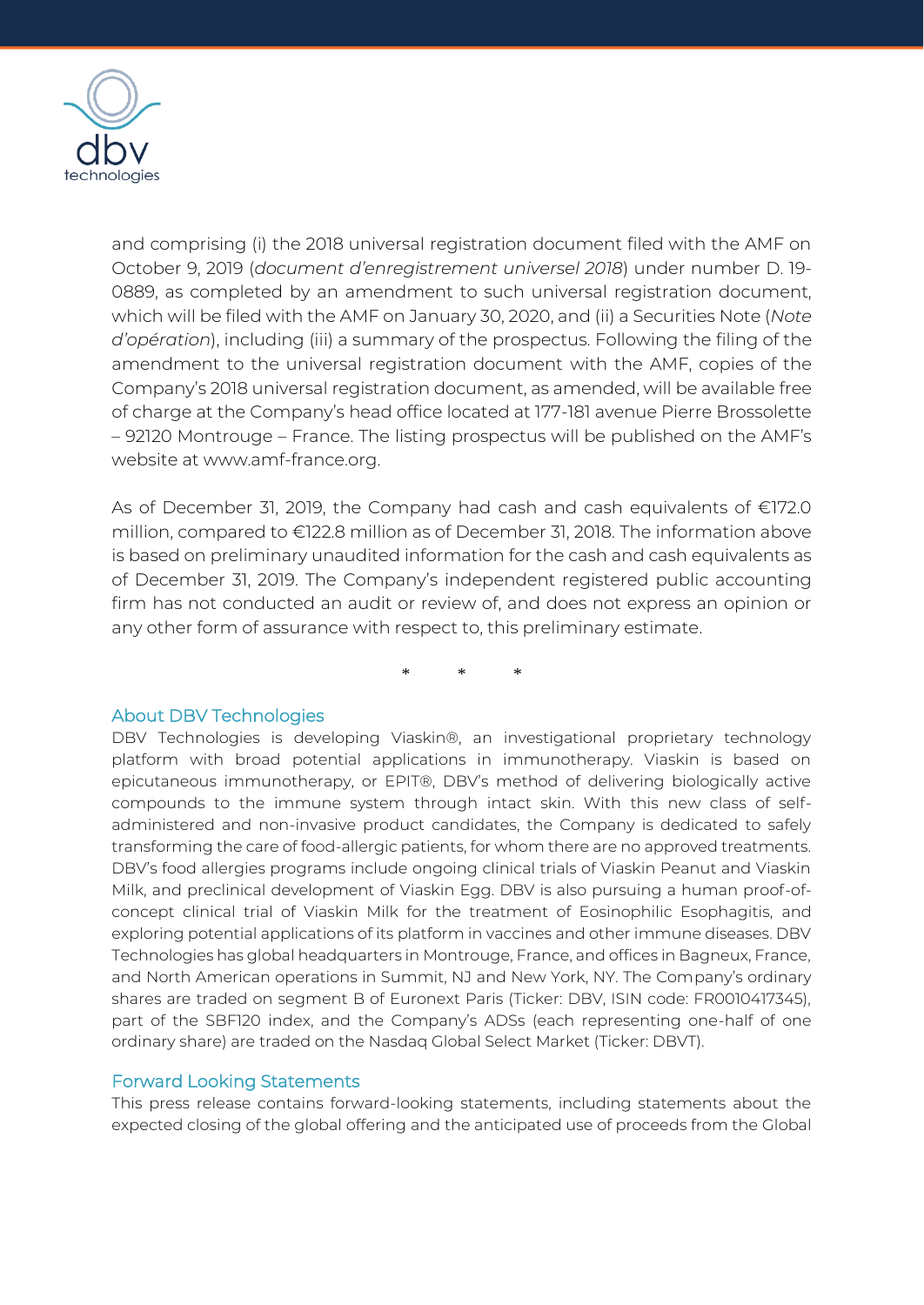and comprising (i) the 2018 universal registration document filed with the AMF on October 9, 2019 (*document d'enregistrement universel 2018*) under number D. 19-0889, as completed by an amendment to such universal registration document, which will be filed with the AMF on January 30, 2020, and (ii) a Securities Note (*Note d'opération*), including (iii) a summary of the prospectus. Following the filing of the amendment to the universal registration document with the AMF, copies of the Company's 2018 universal registration document, as amended, will be available free of charge at the Company's head office located at 177-181 avenue Pierre Brossolette – 92120 Montrouge – France. The listing prospectus will be published on the AMF's website at www.amf-france.org.

As of December 31, 2019, the Company had cash and cash equivalents of €172.0 million, compared to €122.8 million as of December 31, 2018. The information above is based on preliminary unaudited information for the cash and cash equivalents as of December 31, 2019. The Company's independent registered public accounting firm has not conducted an audit or review of, and does not express an opinion or any other form of assurance with respect to, this preliminary estimate.

\* \* \*

## About DBV Technologies

DBV Technologies is developing Viaskin®, an investigational proprietary technology platform with broad potential applications in immunotherapy. Viaskin is based on epicutaneous immunotherapy, or EPIT®, DBV's method of delivering biologically active compounds to the immune system through intact skin. With this new class of self-administered and non-invasive product candidates, the Company is dedicated to safely transforming the care of food-allergic patients, for whom there are no approved treatments. DBV's food allergies programs include ongoing clinical trials of Viaskin Peanut and Viaskin Milk, and preclinical development of Viaskin Egg. DBV is also pursuing a human proof-of-concept clinical trial of Viaskin Milk for the treatment of Eosinophilic Esophagitis, and exploring potential applications of its platform in vaccines and other immune diseases. DBV Technologies has global headquarters in Montrouge, France, and offices in Bagneux, France, and North American operations in Summit, NJ and New York, NY. The Company's ordinary shares are traded on segment B of Euronext Paris (Ticker: DBV, ISIN code: FR0010417345), part of the SBF120 index, and the Company's ADSs (each representing one-half of one ordinary share) are traded on the Nasdaq Global Select Market (Ticker: DBVT).

## Forward Looking Statements

This press release contains forward-looking statements, including statements about the expected closing of the global offering and the anticipated use of proceeds from the Global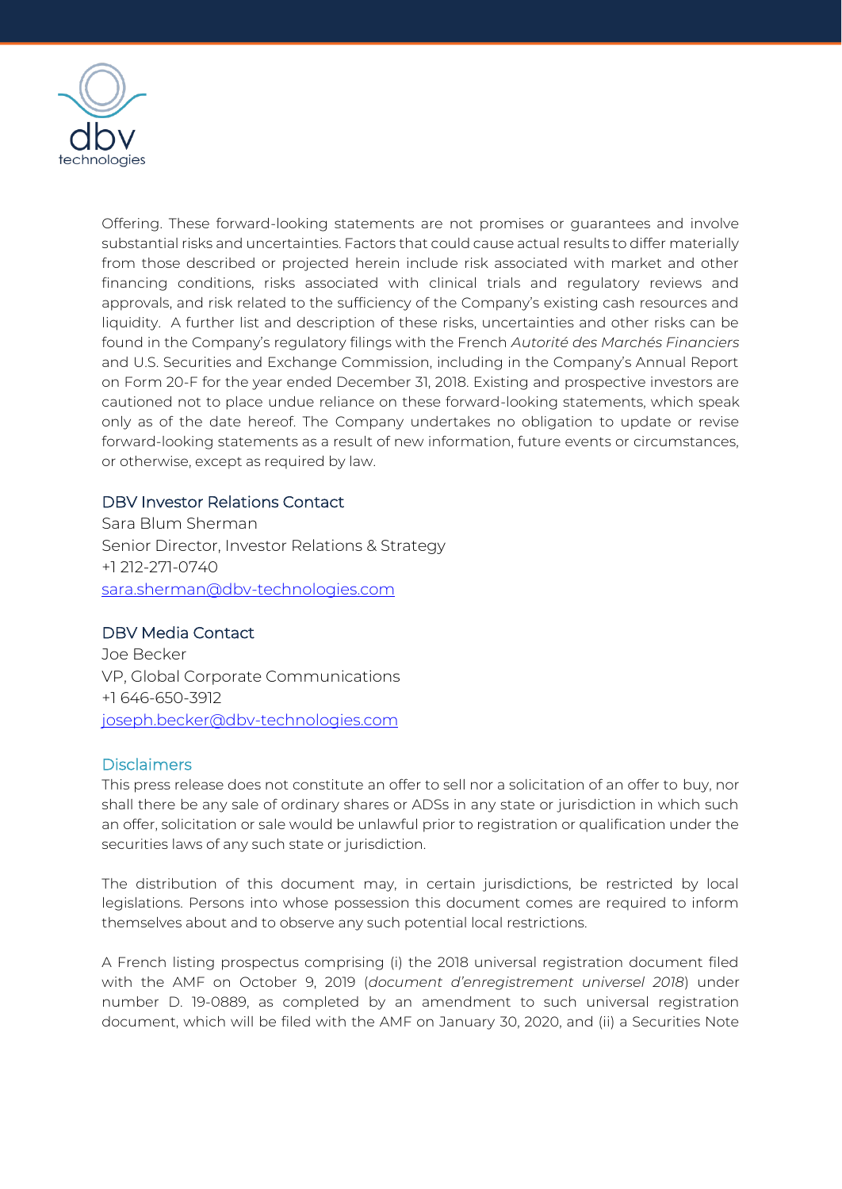Offering. These forward-looking statements are not promises or guarantees and involve substantial risks and uncertainties. Factors that could cause actual results to differ materially from those described or projected herein include risk associated with market and other financing conditions, risks associated with clinical trials and regulatory reviews and approvals, and risk related to the sufficiency of the Company's existing cash resources and liquidity. A further list and description of these risks, uncertainties and other risks can be found in the Company's regulatory filings with the French *Autorité des Marchés Financiers* and U.S. Securities and Exchange Commission, including in the Company's Annual Report on Form 20-F for the year ended December 31, 2018. Existing and prospective investors are cautioned not to place undue reliance on these forward-looking statements, which speak only as of the date hereof. The Company undertakes no obligation to update or revise forward-looking statements as a result of new information, future events or circumstances, or otherwise, except as required by law.

**DBV Investor Relations Contact**
Sara Blum Sherman
Senior Director, Investor Relations & Strategy
+1 212-271-0740
sara.sherman@dbv-technologies.com

**DBV Media Contact**
Joe Becker
VP, Global Corporate Communications
+1 646-650-3912
joseph.becker@dbv-technologies.com

## Disclaimers

This press release does not constitute an offer to sell nor a solicitation of an offer to buy, nor shall there be any sale of ordinary shares or ADSs in any state or jurisdiction in which such an offer, solicitation or sale would be unlawful prior to registration or qualification under the securities laws of any such state or jurisdiction.

The distribution of this document may, in certain jurisdictions, be restricted by local legislations. Persons into whose possession this document comes are required to inform themselves about and to observe any such potential local restrictions.

A French listing prospectus comprising (i) the 2018 universal registration document filed with the AMF on October 9, 2019 (*document d'enregistrement universel 2018*) under number D. 19-0889, as completed by an amendment to such universal registration document, which will be filed with the AMF on January 30, 2020, and (ii) a Securities Note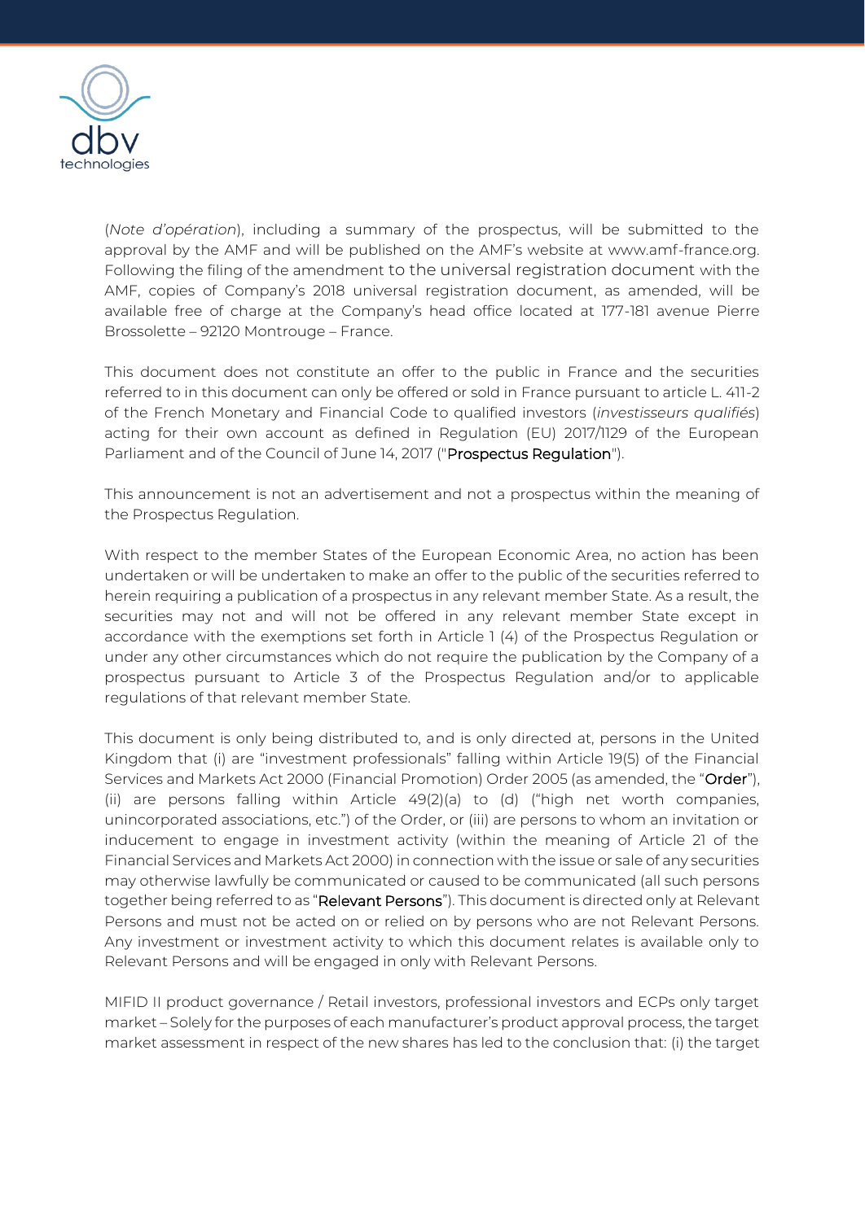(*Note d'opération*), including a summary of the prospectus, will be submitted to the approval by the AMF and will be published on the AMF's website at www.amf-france.org. Following the filing of the amendment to the universal registration document with the AMF, copies of Company's 2018 universal registration document, as amended, will be available free of charge at the Company's head office located at 177-181 avenue Pierre Brossolette – 92120 Montrouge – France.

This document does not constitute an offer to the public in France and the securities referred to in this document can only be offered or sold in France pursuant to article L. 411-2 of the French Monetary and Financial Code to qualified investors (*investisseurs qualifiés*) acting for their own account as defined in Regulation (EU) 2017/1129 of the European Parliament and of the Council of June 14, 2017 ("Prospectus Regulation").

This announcement is not an advertisement and not a prospectus within the meaning of the Prospectus Regulation.

With respect to the member States of the European Economic Area, no action has been undertaken or will be undertaken to make an offer to the public of the securities referred to herein requiring a publication of a prospectus in any relevant member State. As a result, the securities may not and will not be offered in any relevant member State except in accordance with the exemptions set forth in Article 1 (4) of the Prospectus Regulation or under any other circumstances which do not require the publication by the Company of a prospectus pursuant to Article 3 of the Prospectus Regulation and/or to applicable regulations of that relevant member State.

This document is only being distributed to, and is only directed at, persons in the United Kingdom that (i) are "investment professionals" falling within Article 19(5) of the Financial Services and Markets Act 2000 (Financial Promotion) Order 2005 (as amended, the "Order"), (ii) are persons falling within Article 49(2)(a) to (d) ("high net worth companies, unincorporated associations, etc.") of the Order, or (iii) are persons to whom an invitation or inducement to engage in investment activity (within the meaning of Article 21 of the Financial Services and Markets Act 2000) in connection with the issue or sale of any securities may otherwise lawfully be communicated or caused to be communicated (all such persons together being referred to as "Relevant Persons"). This document is directed only at Relevant Persons and must not be acted on or relied on by persons who are not Relevant Persons. Any investment or investment activity to which this document relates is available only to Relevant Persons and will be engaged in only with Relevant Persons.

MIFID II product governance / Retail investors, professional investors and ECPs only target market – Solely for the purposes of each manufacturer's product approval process, the target market assessment in respect of the new shares has led to the conclusion that: (i) the target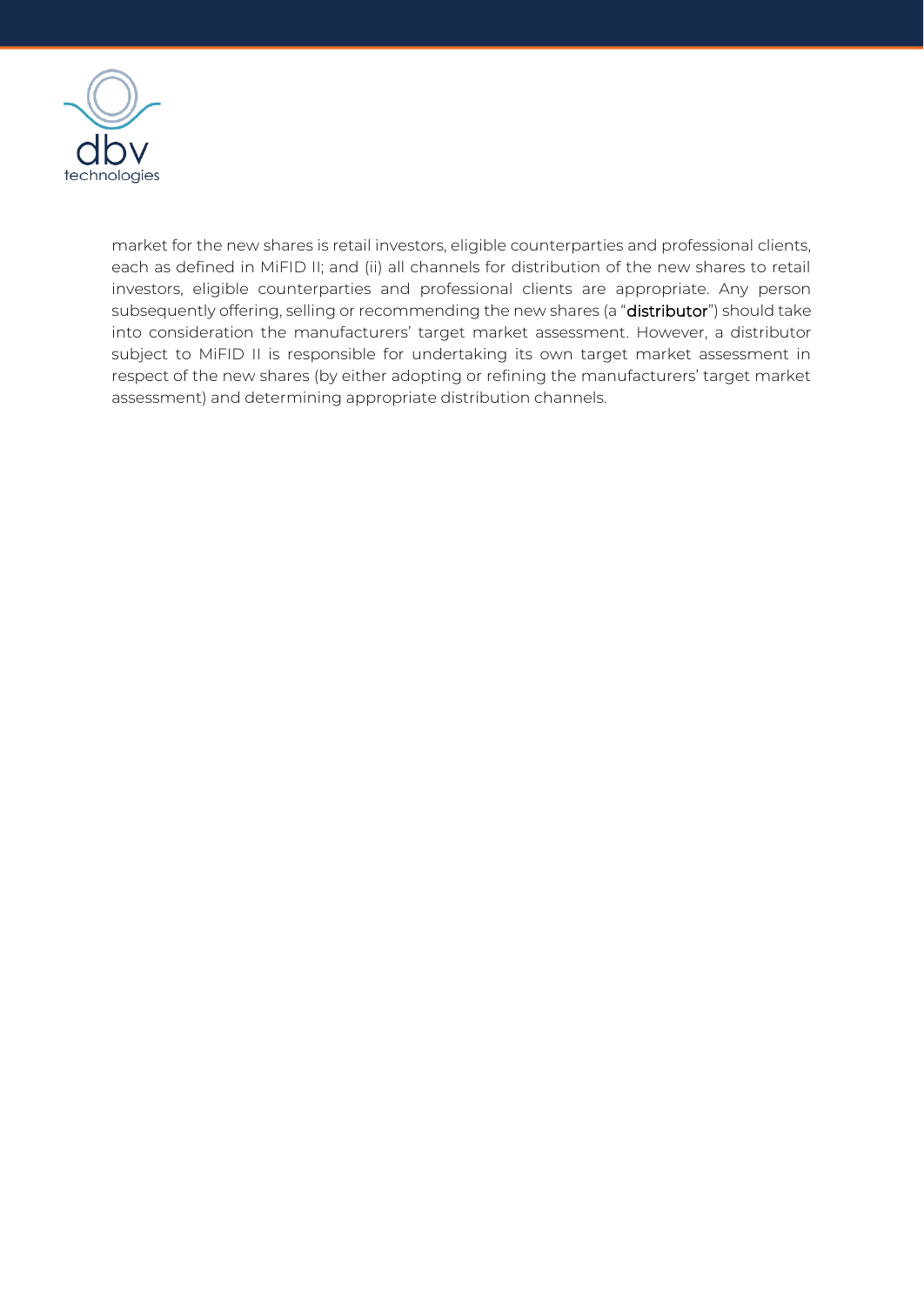market for the new shares is retail investors, eligible counterparties and professional clients, each as defined in MiFID II; and (ii) all channels for distribution of the new shares to retail investors, eligible counterparties and professional clients are appropriate. Any person subsequently offering, selling or recommending the new shares (a "**distributor**") should take into consideration the manufacturers' target market assessment. However, a distributor subject to MiFID II is responsible for undertaking its own target market assessment in respect of the new shares (by either adopting or refining the manufacturers' target market assessment) and determining appropriate distribution channels.